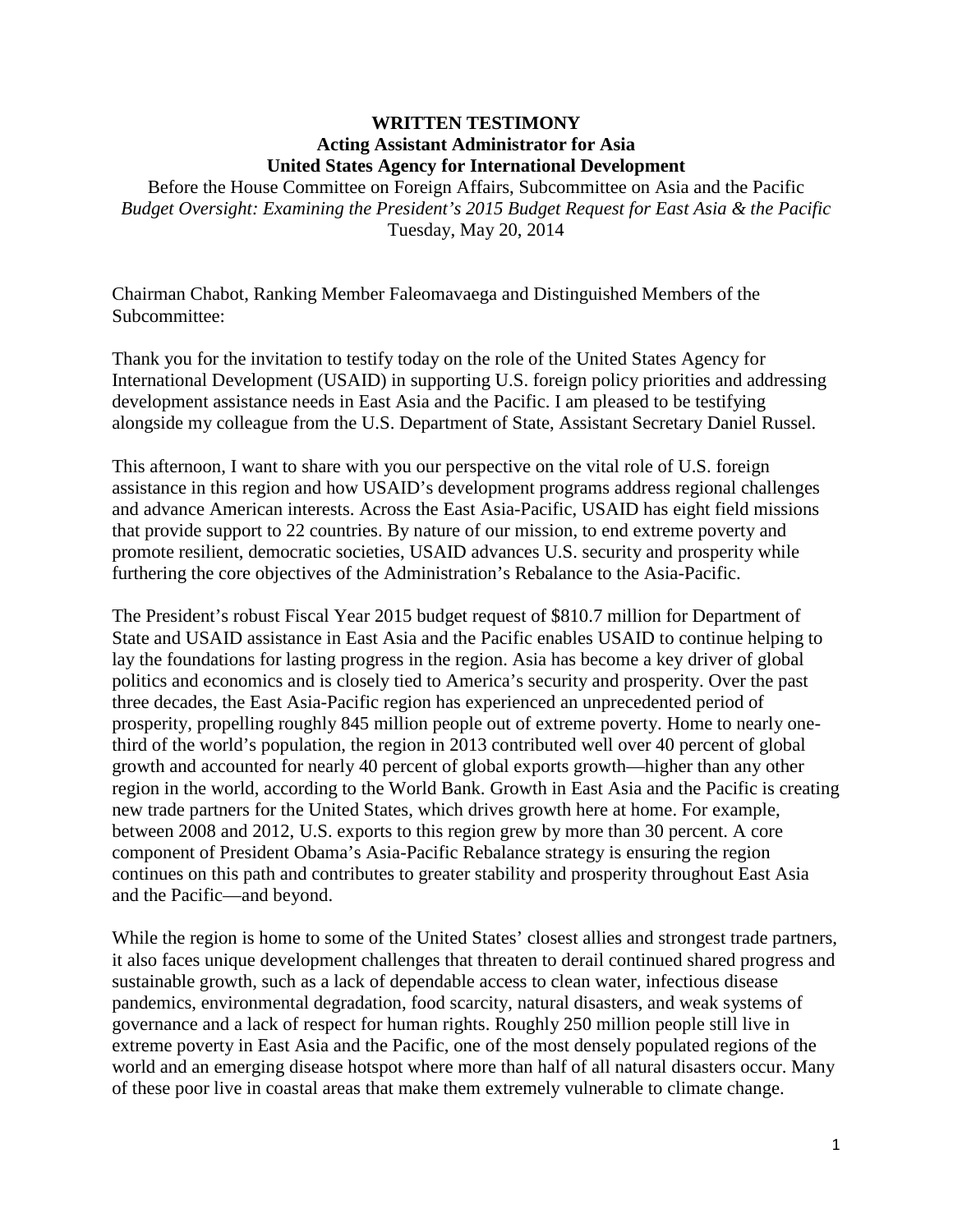**WRITTEN TESTIMONY**
**Acting Assistant Administrator for Asia**
**United States Agency for International Development**

Before the House Committee on Foreign Affairs, Subcommittee on Asia and the Pacific
*Budget Oversight: Examining the President's 2015 Budget Request for East Asia & the Pacific*
Tuesday, May 20, 2014

Chairman Chabot, Ranking Member Faleomavaega and Distinguished Members of the Subcommittee:

Thank you for the invitation to testify today on the role of the United States Agency for International Development (USAID) in supporting U.S. foreign policy priorities and addressing development assistance needs in East Asia and the Pacific. I am pleased to be testifying alongside my colleague from the U.S. Department of State, Assistant Secretary Daniel Russel.

This afternoon, I want to share with you our perspective on the vital role of U.S. foreign assistance in this region and how USAID's development programs address regional challenges and advance American interests. Across the East Asia-Pacific, USAID has eight field missions that provide support to 22 countries. By nature of our mission, to end extreme poverty and promote resilient, democratic societies, USAID advances U.S. security and prosperity while furthering the core objectives of the Administration's Rebalance to the Asia-Pacific.

The President's robust Fiscal Year 2015 budget request of $810.7 million for Department of State and USAID assistance in East Asia and the Pacific enables USAID to continue helping to lay the foundations for lasting progress in the region. Asia has become a key driver of global politics and economics and is closely tied to America's security and prosperity. Over the past three decades, the East Asia-Pacific region has experienced an unprecedented period of prosperity, propelling roughly 845 million people out of extreme poverty. Home to nearly one-third of the world's population, the region in 2013 contributed well over 40 percent of global growth and accounted for nearly 40 percent of global exports growth—higher than any other region in the world, according to the World Bank. Growth in East Asia and the Pacific is creating new trade partners for the United States, which drives growth here at home. For example, between 2008 and 2012, U.S. exports to this region grew by more than 30 percent. A core component of President Obama's Asia-Pacific Rebalance strategy is ensuring the region continues on this path and contributes to greater stability and prosperity throughout East Asia and the Pacific—and beyond.

While the region is home to some of the United States' closest allies and strongest trade partners, it also faces unique development challenges that threaten to derail continued shared progress and sustainable growth, such as a lack of dependable access to clean water, infectious disease pandemics, environmental degradation, food scarcity, natural disasters, and weak systems of governance and a lack of respect for human rights. Roughly 250 million people still live in extreme poverty in East Asia and the Pacific, one of the most densely populated regions of the world and an emerging disease hotspot where more than half of all natural disasters occur. Many of these poor live in coastal areas that make them extremely vulnerable to climate change.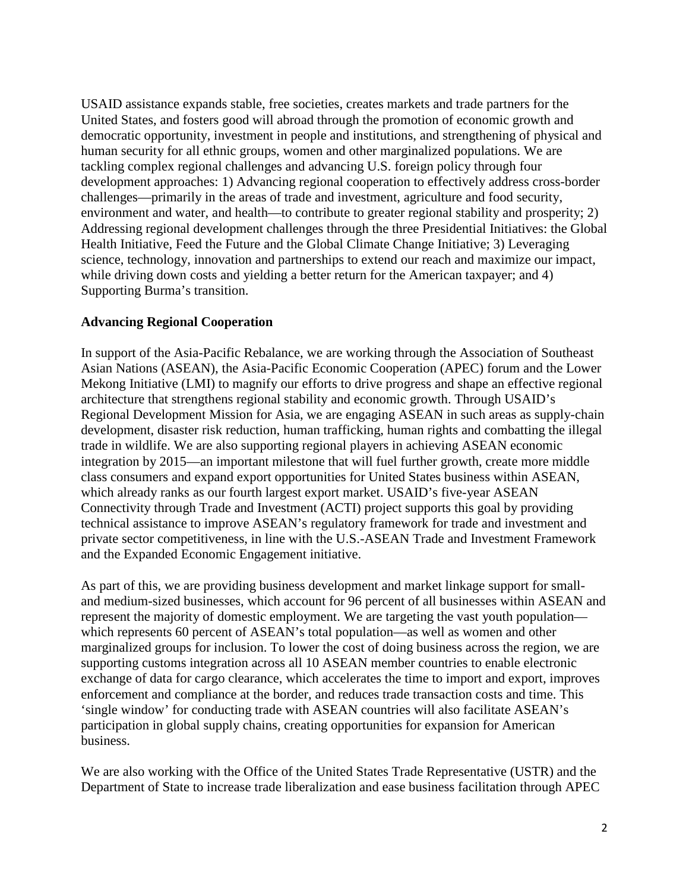USAID assistance expands stable, free societies, creates markets and trade partners for the United States, and fosters good will abroad through the promotion of economic growth and democratic opportunity, investment in people and institutions, and strengthening of physical and human security for all ethnic groups, women and other marginalized populations. We are tackling complex regional challenges and advancing U.S. foreign policy through four development approaches: 1) Advancing regional cooperation to effectively address cross-border challenges—primarily in the areas of trade and investment, agriculture and food security, environment and water, and health—to contribute to greater regional stability and prosperity; 2) Addressing regional development challenges through the three Presidential Initiatives: the Global Health Initiative, Feed the Future and the Global Climate Change Initiative; 3) Leveraging science, technology, innovation and partnerships to extend our reach and maximize our impact, while driving down costs and yielding a better return for the American taxpayer; and 4) Supporting Burma's transition.

**Advancing Regional Cooperation**

In support of the Asia-Pacific Rebalance, we are working through the Association of Southeast Asian Nations (ASEAN), the Asia-Pacific Economic Cooperation (APEC) forum and the Lower Mekong Initiative (LMI) to magnify our efforts to drive progress and shape an effective regional architecture that strengthens regional stability and economic growth. Through USAID's Regional Development Mission for Asia, we are engaging ASEAN in such areas as supply-chain development, disaster risk reduction, human trafficking, human rights and combatting the illegal trade in wildlife. We are also supporting regional players in achieving ASEAN economic integration by 2015—an important milestone that will fuel further growth, create more middle class consumers and expand export opportunities for United States business within ASEAN, which already ranks as our fourth largest export market. USAID's five-year ASEAN Connectivity through Trade and Investment (ACTI) project supports this goal by providing technical assistance to improve ASEAN's regulatory framework for trade and investment and private sector competitiveness, in line with the U.S.-ASEAN Trade and Investment Framework and the Expanded Economic Engagement initiative.

As part of this, we are providing business development and market linkage support for small- and medium-sized businesses, which account for 96 percent of all businesses within ASEAN and represent the majority of domestic employment. We are targeting the vast youth population—which represents 60 percent of ASEAN's total population—as well as women and other marginalized groups for inclusion. To lower the cost of doing business across the region, we are supporting customs integration across all 10 ASEAN member countries to enable electronic exchange of data for cargo clearance, which accelerates the time to import and export, improves enforcement and compliance at the border, and reduces trade transaction costs and time. This 'single window' for conducting trade with ASEAN countries will also facilitate ASEAN's participation in global supply chains, creating opportunities for expansion for American business.

We are also working with the Office of the United States Trade Representative (USTR) and the Department of State to increase trade liberalization and ease business facilitation through APEC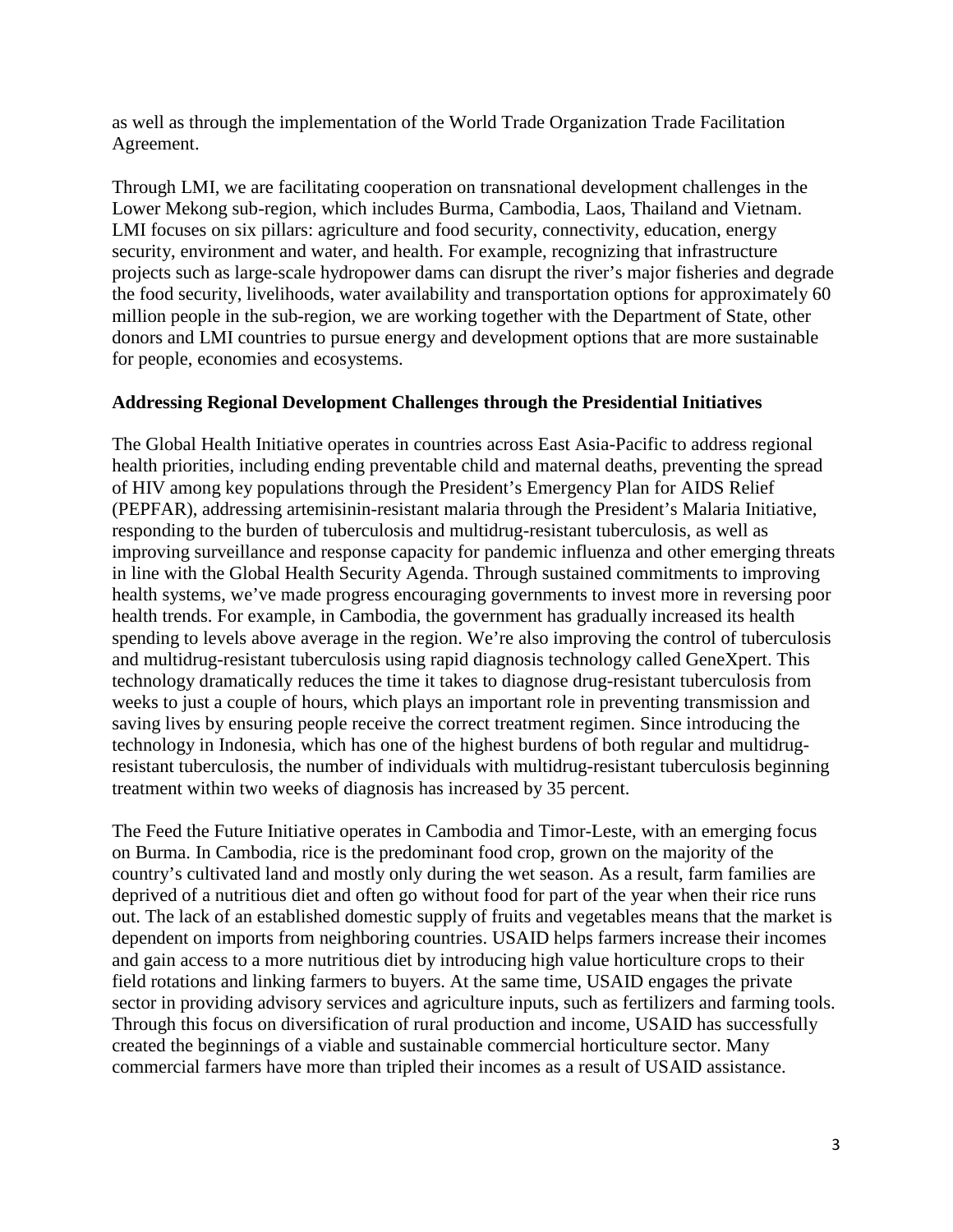as well as through the implementation of the World Trade Organization Trade Facilitation Agreement.

Through LMI, we are facilitating cooperation on transnational development challenges in the Lower Mekong sub-region, which includes Burma, Cambodia, Laos, Thailand and Vietnam. LMI focuses on six pillars: agriculture and food security, connectivity, education, energy security, environment and water, and health. For example, recognizing that infrastructure projects such as large-scale hydropower dams can disrupt the river's major fisheries and degrade the food security, livelihoods, water availability and transportation options for approximately 60 million people in the sub-region, we are working together with the Department of State, other donors and LMI countries to pursue energy and development options that are more sustainable for people, economies and ecosystems.

**Addressing Regional Development Challenges through the Presidential Initiatives**

The Global Health Initiative operates in countries across East Asia-Pacific to address regional health priorities, including ending preventable child and maternal deaths, preventing the spread of HIV among key populations through the President's Emergency Plan for AIDS Relief (PEPFAR), addressing artemisinin-resistant malaria through the President's Malaria Initiative, responding to the burden of tuberculosis and multidrug-resistant tuberculosis, as well as improving surveillance and response capacity for pandemic influenza and other emerging threats in line with the Global Health Security Agenda. Through sustained commitments to improving health systems, we've made progress encouraging governments to invest more in reversing poor health trends. For example, in Cambodia, the government has gradually increased its health spending to levels above average in the region. We're also improving the control of tuberculosis and multidrug-resistant tuberculosis using rapid diagnosis technology called GeneXpert. This technology dramatically reduces the time it takes to diagnose drug-resistant tuberculosis from weeks to just a couple of hours, which plays an important role in preventing transmission and saving lives by ensuring people receive the correct treatment regimen. Since introducing the technology in Indonesia, which has one of the highest burdens of both regular and multidrug-resistant tuberculosis, the number of individuals with multidrug-resistant tuberculosis beginning treatment within two weeks of diagnosis has increased by 35 percent.

The Feed the Future Initiative operates in Cambodia and Timor-Leste, with an emerging focus on Burma. In Cambodia, rice is the predominant food crop, grown on the majority of the country's cultivated land and mostly only during the wet season. As a result, farm families are deprived of a nutritious diet and often go without food for part of the year when their rice runs out. The lack of an established domestic supply of fruits and vegetables means that the market is dependent on imports from neighboring countries. USAID helps farmers increase their incomes and gain access to a more nutritious diet by introducing high value horticulture crops to their field rotations and linking farmers to buyers. At the same time, USAID engages the private sector in providing advisory services and agriculture inputs, such as fertilizers and farming tools. Through this focus on diversification of rural production and income, USAID has successfully created the beginnings of a viable and sustainable commercial horticulture sector. Many commercial farmers have more than tripled their incomes as a result of USAID assistance.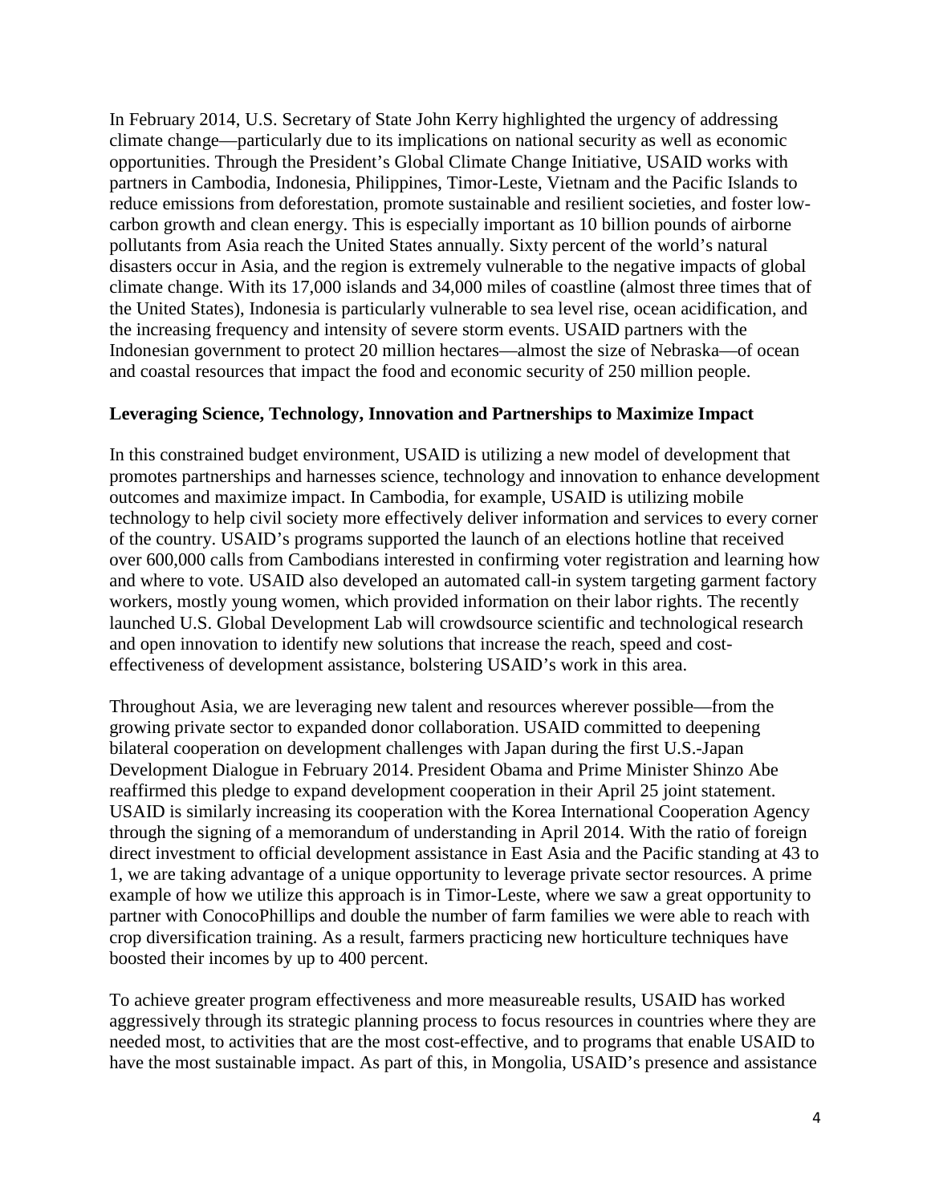In February 2014, U.S. Secretary of State John Kerry highlighted the urgency of addressing climate change—particularly due to its implications on national security as well as economic opportunities. Through the President's Global Climate Change Initiative, USAID works with partners in Cambodia, Indonesia, Philippines, Timor-Leste, Vietnam and the Pacific Islands to reduce emissions from deforestation, promote sustainable and resilient societies, and foster low-carbon growth and clean energy. This is especially important as 10 billion pounds of airborne pollutants from Asia reach the United States annually. Sixty percent of the world's natural disasters occur in Asia, and the region is extremely vulnerable to the negative impacts of global climate change. With its 17,000 islands and 34,000 miles of coastline (almost three times that of the United States), Indonesia is particularly vulnerable to sea level rise, ocean acidification, and the increasing frequency and intensity of severe storm events. USAID partners with the Indonesian government to protect 20 million hectares—almost the size of Nebraska—of ocean and coastal resources that impact the food and economic security of 250 million people.

**Leveraging Science, Technology, Innovation and Partnerships to Maximize Impact**

In this constrained budget environment, USAID is utilizing a new model of development that promotes partnerships and harnesses science, technology and innovation to enhance development outcomes and maximize impact. In Cambodia, for example, USAID is utilizing mobile technology to help civil society more effectively deliver information and services to every corner of the country. USAID's programs supported the launch of an elections hotline that received over 600,000 calls from Cambodians interested in confirming voter registration and learning how and where to vote. USAID also developed an automated call-in system targeting garment factory workers, mostly young women, which provided information on their labor rights. The recently launched U.S. Global Development Lab will crowdsource scientific and technological research and open innovation to identify new solutions that increase the reach, speed and cost-effectiveness of development assistance, bolstering USAID's work in this area.

Throughout Asia, we are leveraging new talent and resources wherever possible—from the growing private sector to expanded donor collaboration. USAID committed to deepening bilateral cooperation on development challenges with Japan during the first U.S.-Japan Development Dialogue in February 2014. President Obama and Prime Minister Shinzo Abe reaffirmed this pledge to expand development cooperation in their April 25 joint statement. USAID is similarly increasing its cooperation with the Korea International Cooperation Agency through the signing of a memorandum of understanding in April 2014. With the ratio of foreign direct investment to official development assistance in East Asia and the Pacific standing at 43 to 1, we are taking advantage of a unique opportunity to leverage private sector resources. A prime example of how we utilize this approach is in Timor-Leste, where we saw a great opportunity to partner with ConocoPhillips and double the number of farm families we were able to reach with crop diversification training. As a result, farmers practicing new horticulture techniques have boosted their incomes by up to 400 percent.

To achieve greater program effectiveness and more measureable results, USAID has worked aggressively through its strategic planning process to focus resources in countries where they are needed most, to activities that are the most cost-effective, and to programs that enable USAID to have the most sustainable impact. As part of this, in Mongolia, USAID's presence and assistance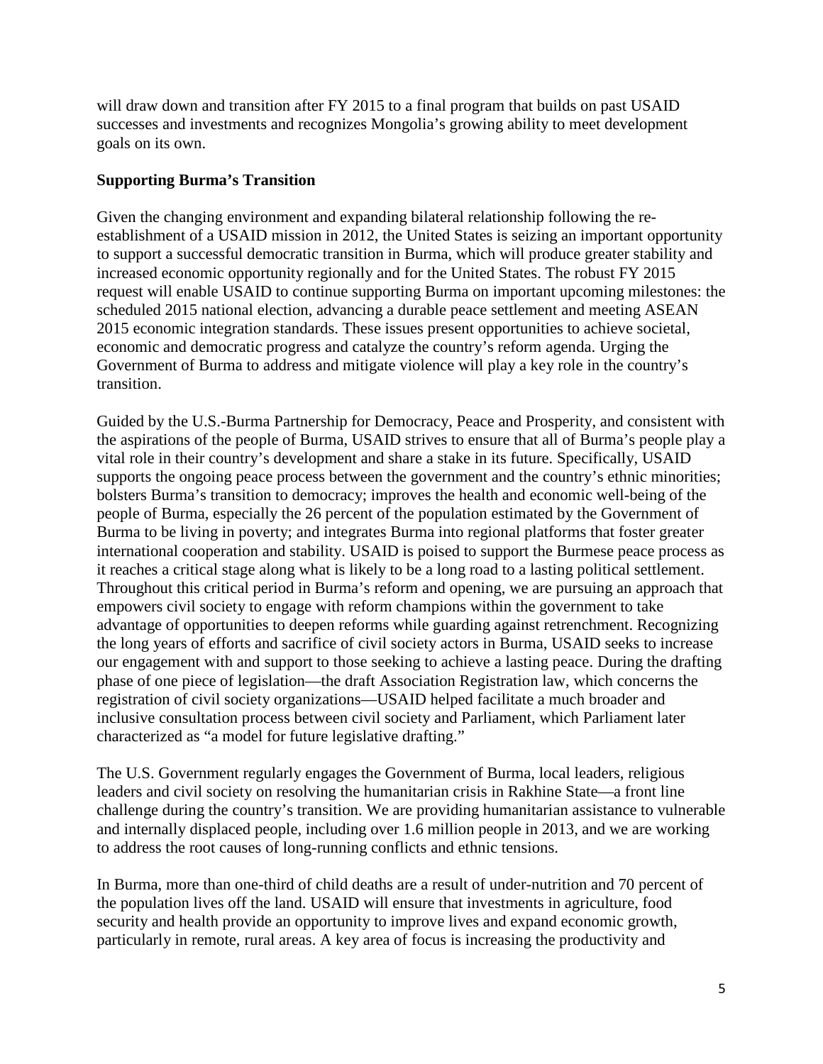will draw down and transition after FY 2015 to a final program that builds on past USAID successes and investments and recognizes Mongolia's growing ability to meet development goals on its own.

**Supporting Burma's Transition**

Given the changing environment and expanding bilateral relationship following the re-establishment of a USAID mission in 2012, the United States is seizing an important opportunity to support a successful democratic transition in Burma, which will produce greater stability and increased economic opportunity regionally and for the United States. The robust FY 2015 request will enable USAID to continue supporting Burma on important upcoming milestones: the scheduled 2015 national election, advancing a durable peace settlement and meeting ASEAN 2015 economic integration standards. These issues present opportunities to achieve societal, economic and democratic progress and catalyze the country's reform agenda. Urging the Government of Burma to address and mitigate violence will play a key role in the country's transition.

Guided by the U.S.-Burma Partnership for Democracy, Peace and Prosperity, and consistent with the aspirations of the people of Burma, USAID strives to ensure that all of Burma's people play a vital role in their country's development and share a stake in its future. Specifically, USAID supports the ongoing peace process between the government and the country's ethnic minorities; bolsters Burma's transition to democracy; improves the health and economic well-being of the people of Burma, especially the 26 percent of the population estimated by the Government of Burma to be living in poverty; and integrates Burma into regional platforms that foster greater international cooperation and stability. USAID is poised to support the Burmese peace process as it reaches a critical stage along what is likely to be a long road to a lasting political settlement. Throughout this critical period in Burma's reform and opening, we are pursuing an approach that empowers civil society to engage with reform champions within the government to take advantage of opportunities to deepen reforms while guarding against retrenchment. Recognizing the long years of efforts and sacrifice of civil society actors in Burma, USAID seeks to increase our engagement with and support to those seeking to achieve a lasting peace. During the drafting phase of one piece of legislation—the draft Association Registration law, which concerns the registration of civil society organizations—USAID helped facilitate a much broader and inclusive consultation process between civil society and Parliament, which Parliament later characterized as "a model for future legislative drafting."

The U.S. Government regularly engages the Government of Burma, local leaders, religious leaders and civil society on resolving the humanitarian crisis in Rakhine State—a front line challenge during the country's transition. We are providing humanitarian assistance to vulnerable and internally displaced people, including over 1.6 million people in 2013, and we are working to address the root causes of long-running conflicts and ethnic tensions.

In Burma, more than one-third of child deaths are a result of under-nutrition and 70 percent of the population lives off the land. USAID will ensure that investments in agriculture, food security and health provide an opportunity to improve lives and expand economic growth, particularly in remote, rural areas. A key area of focus is increasing the productivity and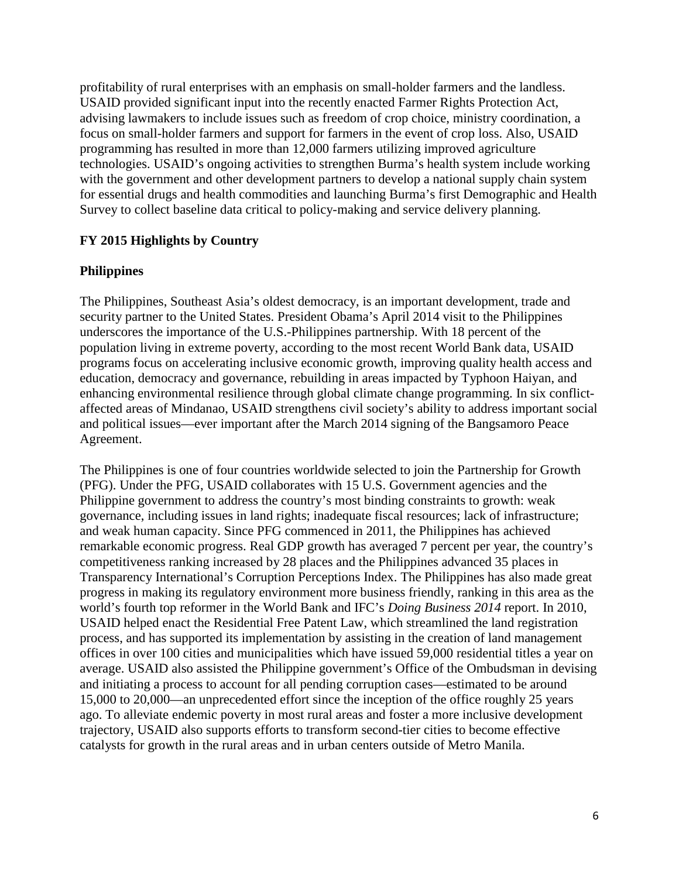profitability of rural enterprises with an emphasis on small-holder farmers and the landless. USAID provided significant input into the recently enacted Farmer Rights Protection Act, advising lawmakers to include issues such as freedom of crop choice, ministry coordination, a focus on small-holder farmers and support for farmers in the event of crop loss. Also, USAID programming has resulted in more than 12,000 farmers utilizing improved agriculture technologies. USAID's ongoing activities to strengthen Burma's health system include working with the government and other development partners to develop a national supply chain system for essential drugs and health commodities and launching Burma's first Demographic and Health Survey to collect baseline data critical to policy-making and service delivery planning.

**FY 2015 Highlights by Country**

**Philippines**

The Philippines, Southeast Asia's oldest democracy, is an important development, trade and security partner to the United States. President Obama's April 2014 visit to the Philippines underscores the importance of the U.S.-Philippines partnership. With 18 percent of the population living in extreme poverty, according to the most recent World Bank data, USAID programs focus on accelerating inclusive economic growth, improving quality health access and education, democracy and governance, rebuilding in areas impacted by Typhoon Haiyan, and enhancing environmental resilience through global climate change programming. In six conflict-affected areas of Mindanao, USAID strengthens civil society's ability to address important social and political issues—ever important after the March 2014 signing of the Bangsamoro Peace Agreement.

The Philippines is one of four countries worldwide selected to join the Partnership for Growth (PFG). Under the PFG, USAID collaborates with 15 U.S. Government agencies and the Philippine government to address the country's most binding constraints to growth: weak governance, including issues in land rights; inadequate fiscal resources; lack of infrastructure; and weak human capacity. Since PFG commenced in 2011, the Philippines has achieved remarkable economic progress. Real GDP growth has averaged 7 percent per year, the country's competitiveness ranking increased by 28 places and the Philippines advanced 35 places in Transparency International's Corruption Perceptions Index. The Philippines has also made great progress in making its regulatory environment more business friendly, ranking in this area as the world's fourth top reformer in the World Bank and IFC's *Doing Business 2014* report. In 2010, USAID helped enact the Residential Free Patent Law, which streamlined the land registration process, and has supported its implementation by assisting in the creation of land management offices in over 100 cities and municipalities which have issued 59,000 residential titles a year on average. USAID also assisted the Philippine government's Office of the Ombudsman in devising and initiating a process to account for all pending corruption cases—estimated to be around 15,000 to 20,000—an unprecedented effort since the inception of the office roughly 25 years ago. To alleviate endemic poverty in most rural areas and foster a more inclusive development trajectory, USAID also supports efforts to transform second-tier cities to become effective catalysts for growth in the rural areas and in urban centers outside of Metro Manila.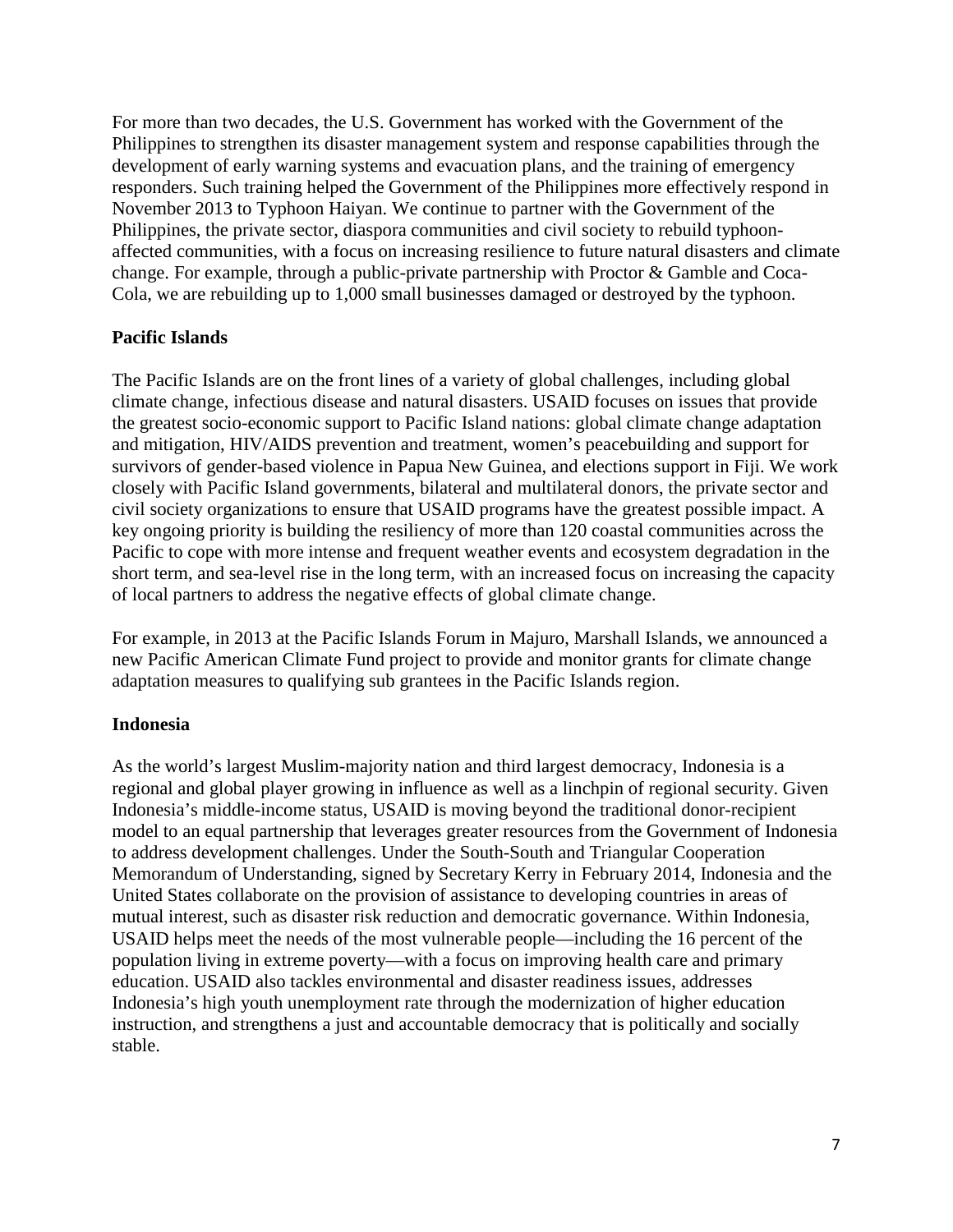For more than two decades, the U.S. Government has worked with the Government of the Philippines to strengthen its disaster management system and response capabilities through the development of early warning systems and evacuation plans, and the training of emergency responders. Such training helped the Government of the Philippines more effectively respond in November 2013 to Typhoon Haiyan. We continue to partner with the Government of the Philippines, the private sector, diaspora communities and civil society to rebuild typhoon-affected communities, with a focus on increasing resilience to future natural disasters and climate change. For example, through a public-private partnership with Proctor & Gamble and Coca-Cola, we are rebuilding up to 1,000 small businesses damaged or destroyed by the typhoon.

**Pacific Islands**

The Pacific Islands are on the front lines of a variety of global challenges, including global climate change, infectious disease and natural disasters. USAID focuses on issues that provide the greatest socio-economic support to Pacific Island nations: global climate change adaptation and mitigation, HIV/AIDS prevention and treatment, women's peacebuilding and support for survivors of gender-based violence in Papua New Guinea, and elections support in Fiji. We work closely with Pacific Island governments, bilateral and multilateral donors, the private sector and civil society organizations to ensure that USAID programs have the greatest possible impact. A key ongoing priority is building the resiliency of more than 120 coastal communities across the Pacific to cope with more intense and frequent weather events and ecosystem degradation in the short term, and sea-level rise in the long term, with an increased focus on increasing the capacity of local partners to address the negative effects of global climate change.

For example, in 2013 at the Pacific Islands Forum in Majuro, Marshall Islands, we announced a new Pacific American Climate Fund project to provide and monitor grants for climate change adaptation measures to qualifying sub grantees in the Pacific Islands region.

**Indonesia**

As the world's largest Muslim-majority nation and third largest democracy, Indonesia is a regional and global player growing in influence as well as a linchpin of regional security. Given Indonesia's middle-income status, USAID is moving beyond the traditional donor-recipient model to an equal partnership that leverages greater resources from the Government of Indonesia to address development challenges. Under the South-South and Triangular Cooperation Memorandum of Understanding, signed by Secretary Kerry in February 2014, Indonesia and the United States collaborate on the provision of assistance to developing countries in areas of mutual interest, such as disaster risk reduction and democratic governance. Within Indonesia, USAID helps meet the needs of the most vulnerable people—including the 16 percent of the population living in extreme poverty—with a focus on improving health care and primary education. USAID also tackles environmental and disaster readiness issues, addresses Indonesia's high youth unemployment rate through the modernization of higher education instruction, and strengthens a just and accountable democracy that is politically and socially stable.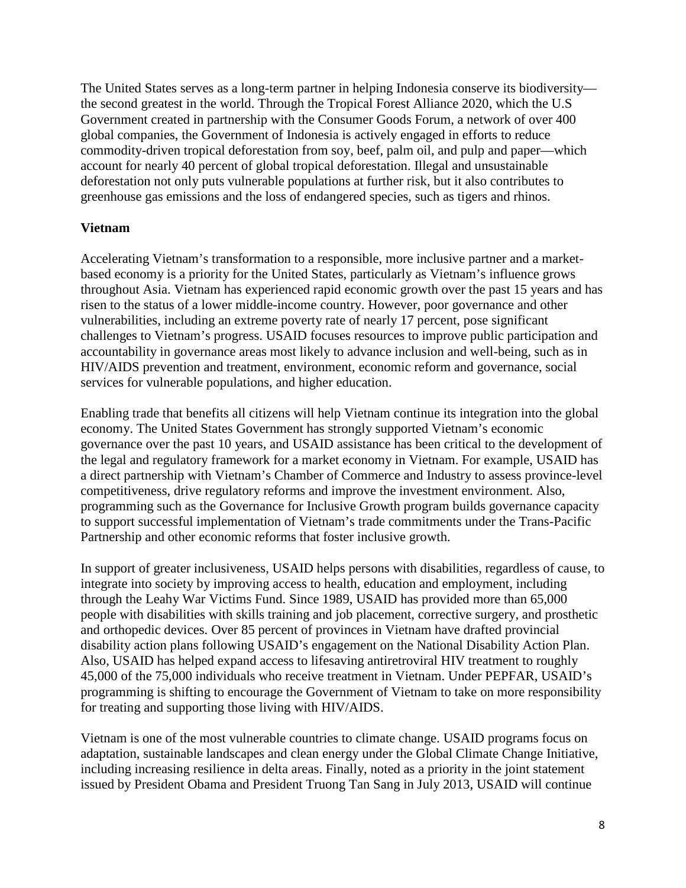The United States serves as a long-term partner in helping Indonesia conserve its biodiversity—the second greatest in the world. Through the Tropical Forest Alliance 2020, which the U.S Government created in partnership with the Consumer Goods Forum, a network of over 400 global companies, the Government of Indonesia is actively engaged in efforts to reduce commodity-driven tropical deforestation from soy, beef, palm oil, and pulp and paper—which account for nearly 40 percent of global tropical deforestation. Illegal and unsustainable deforestation not only puts vulnerable populations at further risk, but it also contributes to greenhouse gas emissions and the loss of endangered species, such as tigers and rhinos.

**Vietnam**

Accelerating Vietnam's transformation to a responsible, more inclusive partner and a market-based economy is a priority for the United States, particularly as Vietnam's influence grows throughout Asia. Vietnam has experienced rapid economic growth over the past 15 years and has risen to the status of a lower middle-income country. However, poor governance and other vulnerabilities, including an extreme poverty rate of nearly 17 percent, pose significant challenges to Vietnam's progress. USAID focuses resources to improve public participation and accountability in governance areas most likely to advance inclusion and well-being, such as in HIV/AIDS prevention and treatment, environment, economic reform and governance, social services for vulnerable populations, and higher education.

Enabling trade that benefits all citizens will help Vietnam continue its integration into the global economy. The United States Government has strongly supported Vietnam's economic governance over the past 10 years, and USAID assistance has been critical to the development of the legal and regulatory framework for a market economy in Vietnam. For example, USAID has a direct partnership with Vietnam's Chamber of Commerce and Industry to assess province-level competitiveness, drive regulatory reforms and improve the investment environment. Also, programming such as the Governance for Inclusive Growth program builds governance capacity to support successful implementation of Vietnam's trade commitments under the Trans-Pacific Partnership and other economic reforms that foster inclusive growth.

In support of greater inclusiveness, USAID helps persons with disabilities, regardless of cause, to integrate into society by improving access to health, education and employment, including through the Leahy War Victims Fund. Since 1989, USAID has provided more than 65,000 people with disabilities with skills training and job placement, corrective surgery, and prosthetic and orthopedic devices. Over 85 percent of provinces in Vietnam have drafted provincial disability action plans following USAID's engagement on the National Disability Action Plan. Also, USAID has helped expand access to lifesaving antiretroviral HIV treatment to roughly 45,000 of the 75,000 individuals who receive treatment in Vietnam. Under PEPFAR, USAID's programming is shifting to encourage the Government of Vietnam to take on more responsibility for treating and supporting those living with HIV/AIDS.

Vietnam is one of the most vulnerable countries to climate change. USAID programs focus on adaptation, sustainable landscapes and clean energy under the Global Climate Change Initiative, including increasing resilience in delta areas. Finally, noted as a priority in the joint statement issued by President Obama and President Truong Tan Sang in July 2013, USAID will continue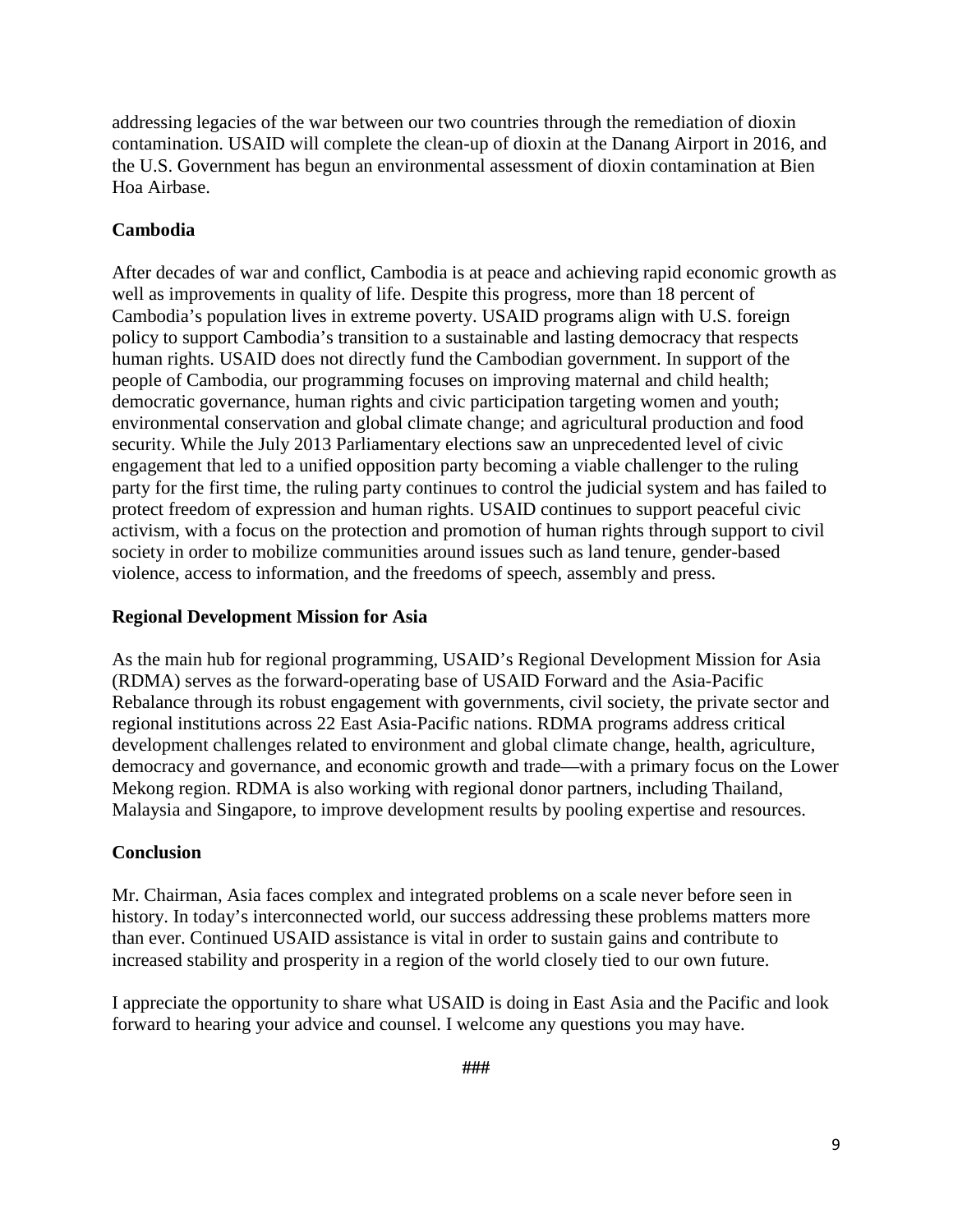addressing legacies of the war between our two countries through the remediation of dioxin contamination. USAID will complete the clean-up of dioxin at the Danang Airport in 2016, and the U.S. Government has begun an environmental assessment of dioxin contamination at Bien Hoa Airbase.

**Cambodia**

After decades of war and conflict, Cambodia is at peace and achieving rapid economic growth as well as improvements in quality of life. Despite this progress, more than 18 percent of Cambodia's population lives in extreme poverty. USAID programs align with U.S. foreign policy to support Cambodia's transition to a sustainable and lasting democracy that respects human rights. USAID does not directly fund the Cambodian government. In support of the people of Cambodia, our programming focuses on improving maternal and child health; democratic governance, human rights and civic participation targeting women and youth; environmental conservation and global climate change; and agricultural production and food security. While the July 2013 Parliamentary elections saw an unprecedented level of civic engagement that led to a unified opposition party becoming a viable challenger to the ruling party for the first time, the ruling party continues to control the judicial system and has failed to protect freedom of expression and human rights. USAID continues to support peaceful civic activism, with a focus on the protection and promotion of human rights through support to civil society in order to mobilize communities around issues such as land tenure, gender-based violence, access to information, and the freedoms of speech, assembly and press.

**Regional Development Mission for Asia**

As the main hub for regional programming, USAID's Regional Development Mission for Asia (RDMA) serves as the forward-operating base of USAID Forward and the Asia-Pacific Rebalance through its robust engagement with governments, civil society, the private sector and regional institutions across 22 East Asia-Pacific nations. RDMA programs address critical development challenges related to environment and global climate change, health, agriculture, democracy and governance, and economic growth and trade—with a primary focus on the Lower Mekong region. RDMA is also working with regional donor partners, including Thailand, Malaysia and Singapore, to improve development results by pooling expertise and resources.

**Conclusion**

Mr. Chairman, Asia faces complex and integrated problems on a scale never before seen in history. In today's interconnected world, our success addressing these problems matters more than ever. Continued USAID assistance is vital in order to sustain gains and contribute to increased stability and prosperity in a region of the world closely tied to our own future.

I appreciate the opportunity to share what USAID is doing in East Asia and the Pacific and look forward to hearing your advice and counsel. I welcome any questions you may have.

**###**